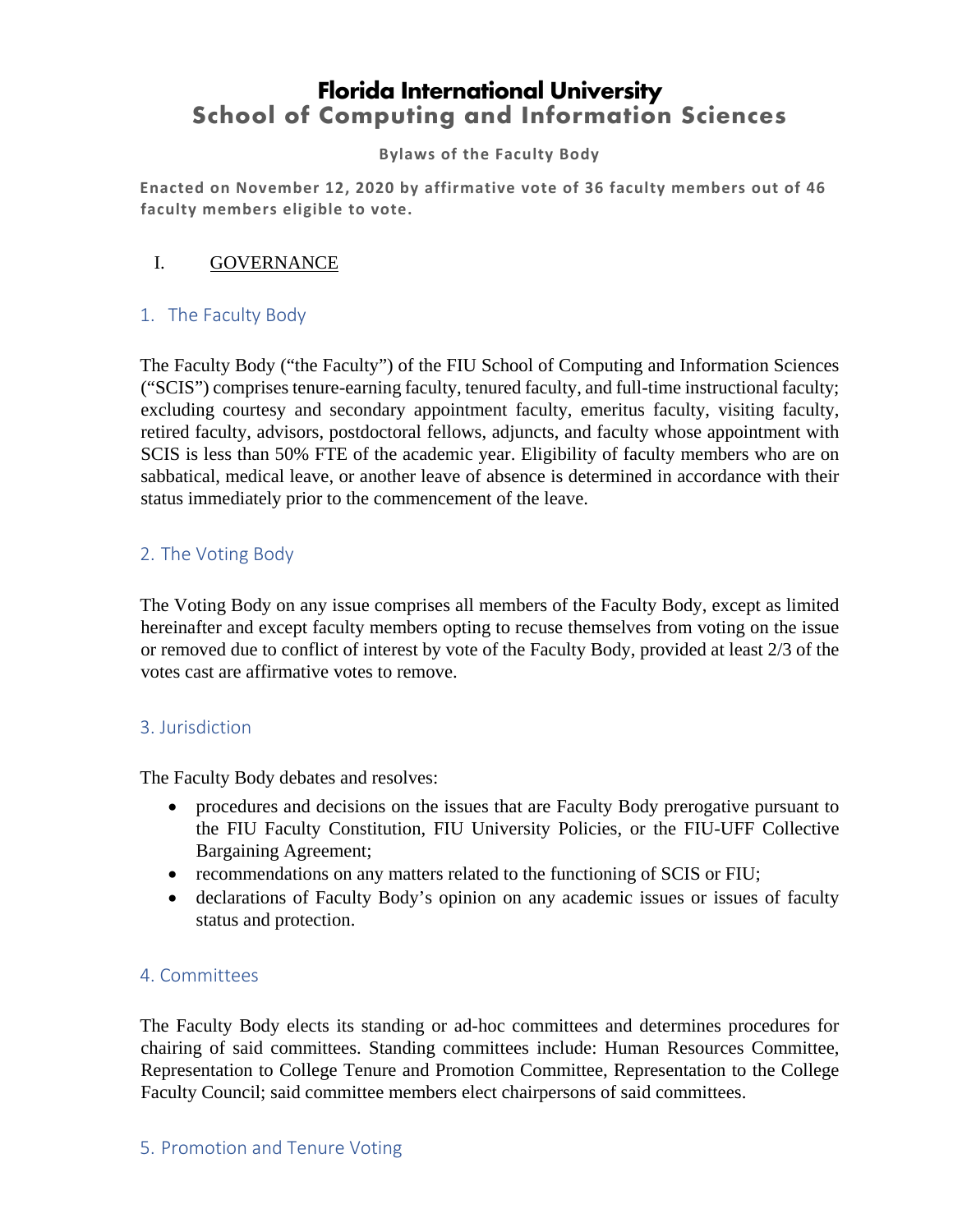# Florida International University
# School of Computing and Information Sciences

**Bylaws of the Faculty Body**

**Enacted on November 12, 2020 by affirmative vote of 36 faculty members out of 46 faculty members eligible to vote.**

## I. GOVERNANCE

### 1. The Faculty Body

The Faculty Body ("the Faculty") of the FIU School of Computing and Information Sciences ("SCIS") comprises tenure-earning faculty, tenured faculty, and full-time instructional faculty; excluding courtesy and secondary appointment faculty, emeritus faculty, visiting faculty, retired faculty, advisors, postdoctoral fellows, adjuncts, and faculty whose appointment with SCIS is less than 50% FTE of the academic year. Eligibility of faculty members who are on sabbatical, medical leave, or another leave of absence is determined in accordance with their status immediately prior to the commencement of the leave.

### 2. The Voting Body

The Voting Body on any issue comprises all members of the Faculty Body, except as limited hereinafter and except faculty members opting to recuse themselves from voting on the issue or removed due to conflict of interest by vote of the Faculty Body, provided at least 2/3 of the votes cast are affirmative votes to remove.

### 3. Jurisdiction

The Faculty Body debates and resolves:

- procedures and decisions on the issues that are Faculty Body prerogative pursuant to the FIU Faculty Constitution, FIU University Policies, or the FIU-UFF Collective Bargaining Agreement;
- recommendations on any matters related to the functioning of SCIS or FIU;
- declarations of Faculty Body's opinion on any academic issues or issues of faculty status and protection.

### 4. Committees

The Faculty Body elects its standing or ad-hoc committees and determines procedures for chairing of said committees. Standing committees include: Human Resources Committee, Representation to College Tenure and Promotion Committee, Representation to the College Faculty Council; said committee members elect chairpersons of said committees.

### 5. Promotion and Tenure Voting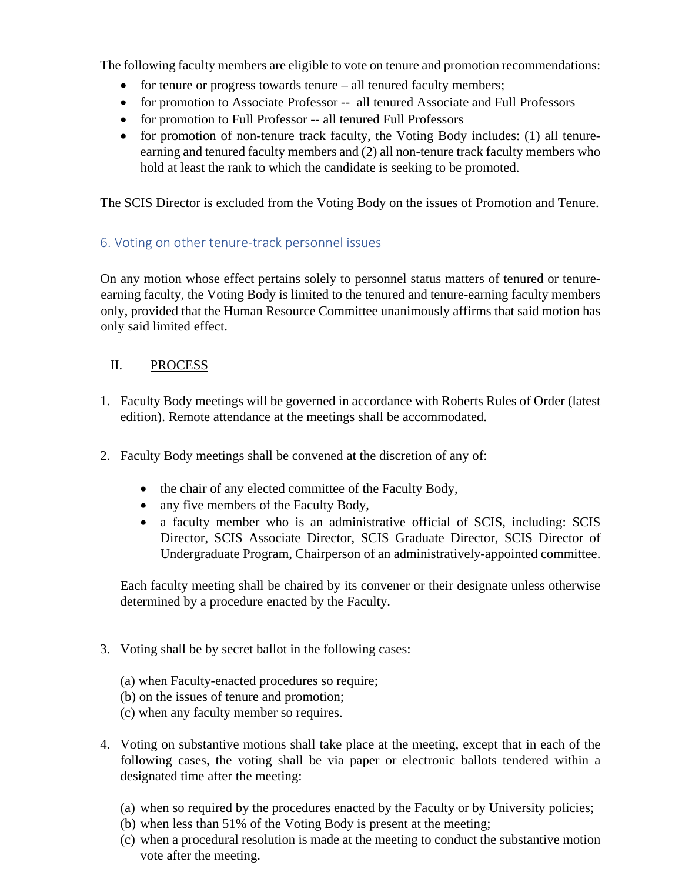The following faculty members are eligible to vote on tenure and promotion recommendations:

- for tenure or progress towards tenure – all tenured faculty members;
- for promotion to Associate Professor -- all tenured Associate and Full Professors
- for promotion to Full Professor -- all tenured Full Professors
- for promotion of non-tenure track faculty, the Voting Body includes: (1) all tenure-earning and tenured faculty members and (2) all non-tenure track faculty members who hold at least the rank to which the candidate is seeking to be promoted.

The SCIS Director is excluded from the Voting Body on the issues of Promotion and Tenure.

### 6. Voting on other tenure-track personnel issues

On any motion whose effect pertains solely to personnel status matters of tenured or tenure-earning faculty, the Voting Body is limited to the tenured and tenure-earning faculty members only, provided that the Human Resource Committee unanimously affirms that said motion has only said limited effect.

## II. PROCESS

1. Faculty Body meetings will be governed in accordance with Roberts Rules of Order (latest edition). Remote attendance at the meetings shall be accommodated.

2. Faculty Body meetings shall be convened at the discretion of any of:

   - the chair of any elected committee of the Faculty Body,
   - any five members of the Faculty Body,
   - a faculty member who is an administrative official of SCIS, including: SCIS Director, SCIS Associate Director, SCIS Graduate Director, SCIS Director of Undergraduate Program, Chairperson of an administratively-appointed committee.

   Each faculty meeting shall be chaired by its convener or their designate unless otherwise determined by a procedure enacted by the Faculty.

3. Voting shall be by secret ballot in the following cases:

   (a) when Faculty-enacted procedures so require;
   (b) on the issues of tenure and promotion;
   (c) when any faculty member so requires.

4. Voting on substantive motions shall take place at the meeting, except that in each of the following cases, the voting shall be via paper or electronic ballots tendered within a designated time after the meeting:

   (a) when so required by the procedures enacted by the Faculty or by University policies;
   (b) when less than 51% of the Voting Body is present at the meeting;
   (c) when a procedural resolution is made at the meeting to conduct the substantive motion vote after the meeting.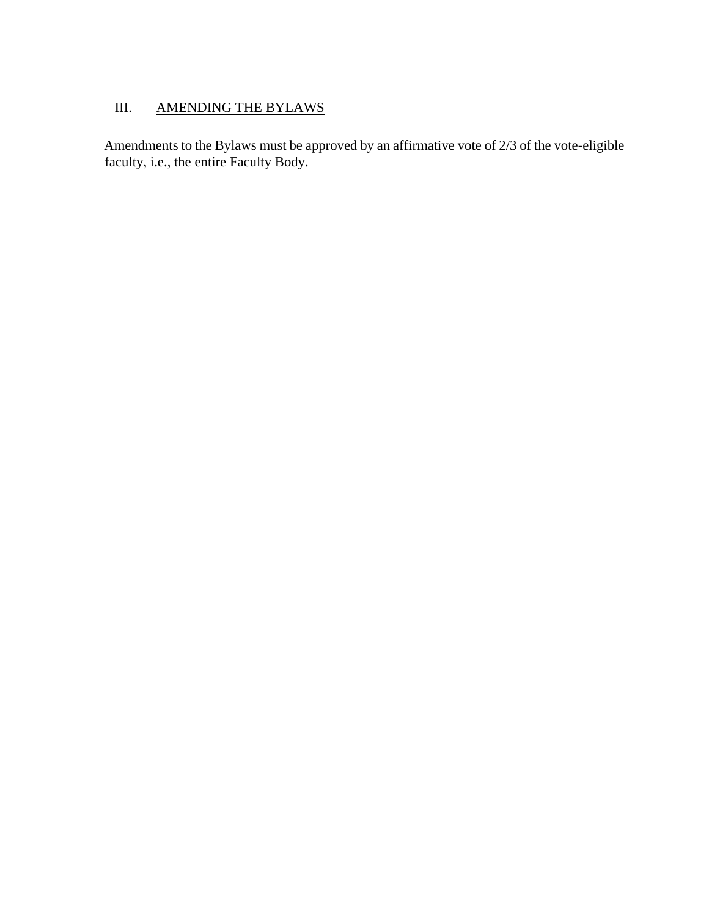## III. AMENDING THE BYLAWS

Amendments to the Bylaws must be approved by an affirmative vote of 2/3 of the vote-eligible faculty, i.e., the entire Faculty Body.